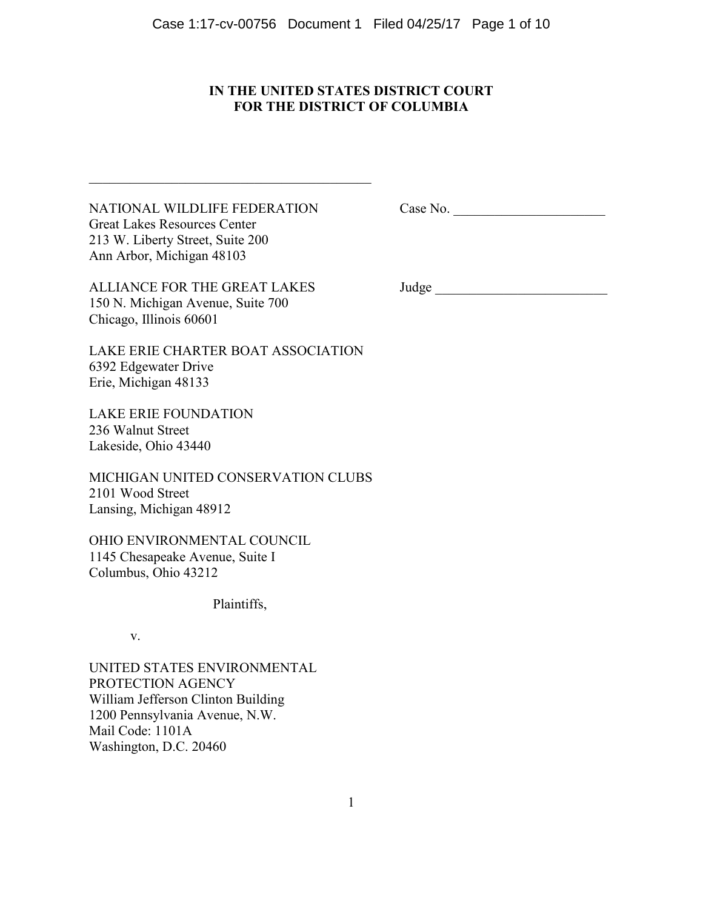**IN THE UNITED STATES DISTRICT COURT**
**FOR THE DISTRICT OF COLUMBIA**

---

NATIONAL WILDLIFE FEDERATION
Great Lakes Resources Center
213 W. Liberty Street, Suite 200
Ann Arbor, Michigan 48103

ALLIANCE FOR THE GREAT LAKES
150 N. Michigan Avenue, Suite 700
Chicago, Illinois 60601

LAKE ERIE CHARTER BOAT ASSOCIATION
6392 Edgewater Drive
Erie, Michigan 48133

LAKE ERIE FOUNDATION
236 Walnut Street
Lakeside, Ohio 43440

MICHIGAN UNITED CONSERVATION CLUBS
2101 Wood Street
Lansing, Michigan 48912

OHIO ENVIRONMENTAL COUNCIL
1145 Chesapeake Avenue, Suite I
Columbus, Ohio 43212

Plaintiffs,

v.

UNITED STATES ENVIRONMENTAL PROTECTION AGENCY
William Jefferson Clinton Building
1200 Pennsylvania Avenue, N.W.
Mail Code: 1101A
Washington, D.C. 20460

Case No. ______________________

Judge _________________________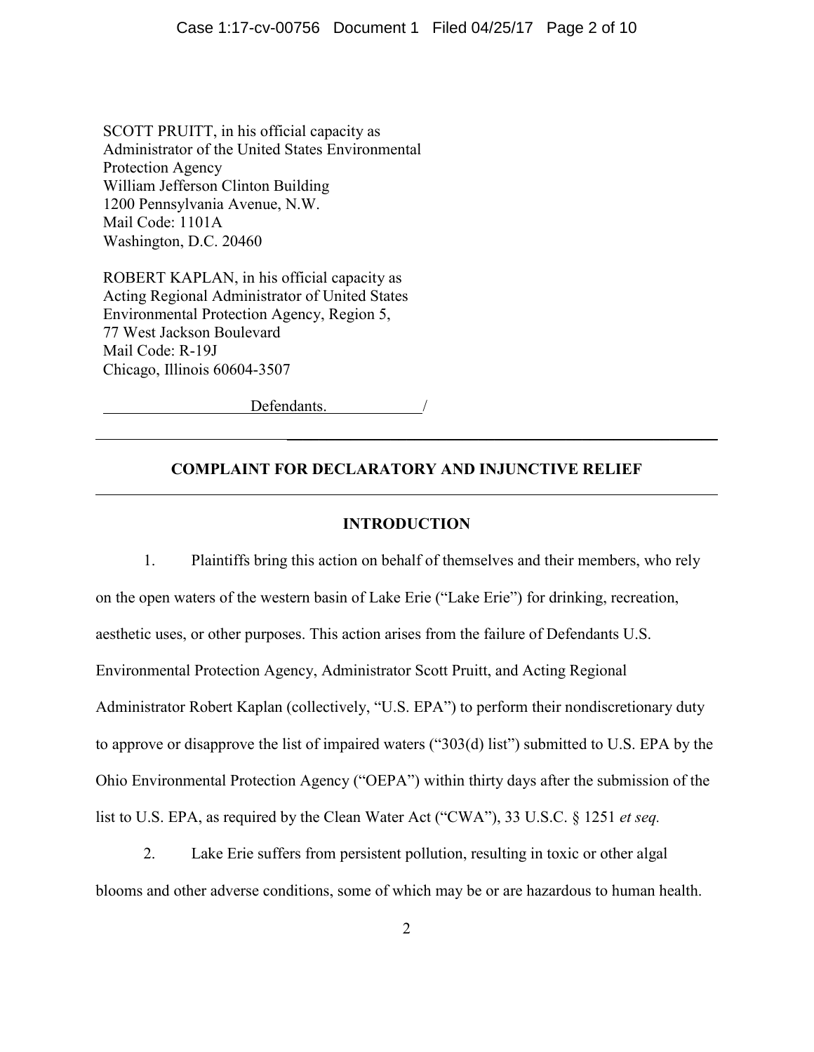SCOTT PRUITT, in his official capacity as
Administrator of the United States Environmental
Protection Agency
William Jefferson Clinton Building
1200 Pennsylvania Avenue, N.W.
Mail Code: 1101A
Washington, D.C. 20460

ROBERT KAPLAN, in his official capacity as
Acting Regional Administrator of United States
Environmental Protection Agency, Region 5,
77 West Jackson Boulevard
Mail Code: R-19J
Chicago, Illinois 60604-3507

Defendants. /

---

## COMPLAINT FOR DECLARATORY AND INJUNCTIVE RELIEF

---

## INTRODUCTION

1. Plaintiffs bring this action on behalf of themselves and their members, who rely on the open waters of the western basin of Lake Erie ("Lake Erie") for drinking, recreation, aesthetic uses, or other purposes. This action arises from the failure of Defendants U.S. Environmental Protection Agency, Administrator Scott Pruitt, and Acting Regional Administrator Robert Kaplan (collectively, "U.S. EPA") to perform their nondiscretionary duty to approve or disapprove the list of impaired waters ("303(d) list") submitted to U.S. EPA by the Ohio Environmental Protection Agency ("OEPA") within thirty days after the submission of the list to U.S. EPA, as required by the Clean Water Act ("CWA"), 33 U.S.C. § 1251 *et seq.*

2. Lake Erie suffers from persistent pollution, resulting in toxic or other algal blooms and other adverse conditions, some of which may be or are hazardous to human health.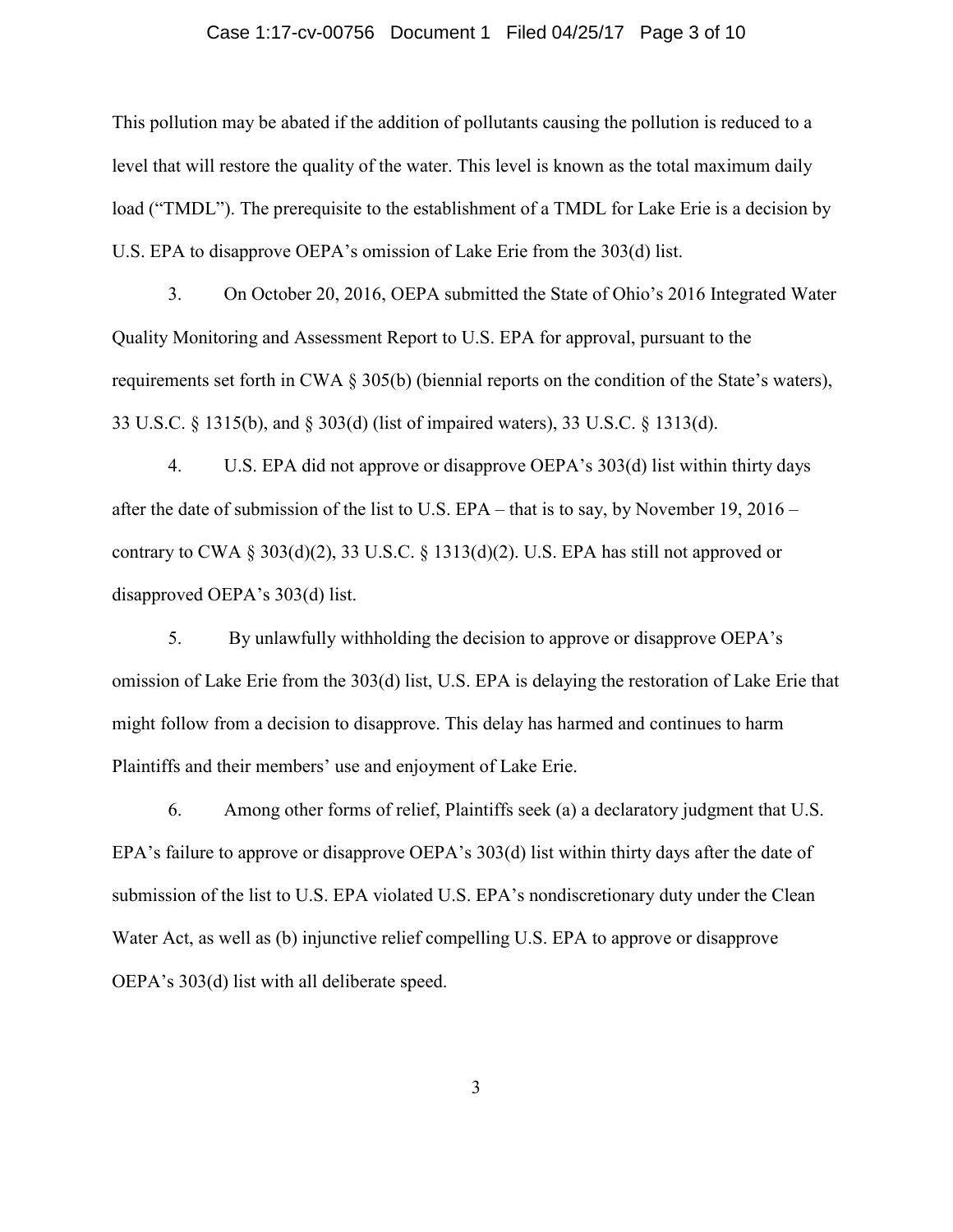This pollution may be abated if the addition of pollutants causing the pollution is reduced to a level that will restore the quality of the water. This level is known as the total maximum daily load ("TMDL"). The prerequisite to the establishment of a TMDL for Lake Erie is a decision by U.S. EPA to disapprove OEPA's omission of Lake Erie from the 303(d) list.

3. On October 20, 2016, OEPA submitted the State of Ohio's 2016 Integrated Water Quality Monitoring and Assessment Report to U.S. EPA for approval, pursuant to the requirements set forth in CWA § 305(b) (biennial reports on the condition of the State's waters), 33 U.S.C. § 1315(b), and § 303(d) (list of impaired waters), 33 U.S.C. § 1313(d).

4. U.S. EPA did not approve or disapprove OEPA's 303(d) list within thirty days after the date of submission of the list to U.S. EPA – that is to say, by November 19, 2016 – contrary to CWA § 303(d)(2), 33 U.S.C. § 1313(d)(2). U.S. EPA has still not approved or disapproved OEPA's 303(d) list.

5. By unlawfully withholding the decision to approve or disapprove OEPA's omission of Lake Erie from the 303(d) list, U.S. EPA is delaying the restoration of Lake Erie that might follow from a decision to disapprove. This delay has harmed and continues to harm Plaintiffs and their members' use and enjoyment of Lake Erie.

6. Among other forms of relief, Plaintiffs seek (a) a declaratory judgment that U.S. EPA's failure to approve or disapprove OEPA's 303(d) list within thirty days after the date of submission of the list to U.S. EPA violated U.S. EPA's nondiscretionary duty under the Clean Water Act, as well as (b) injunctive relief compelling U.S. EPA to approve or disapprove OEPA's 303(d) list with all deliberate speed.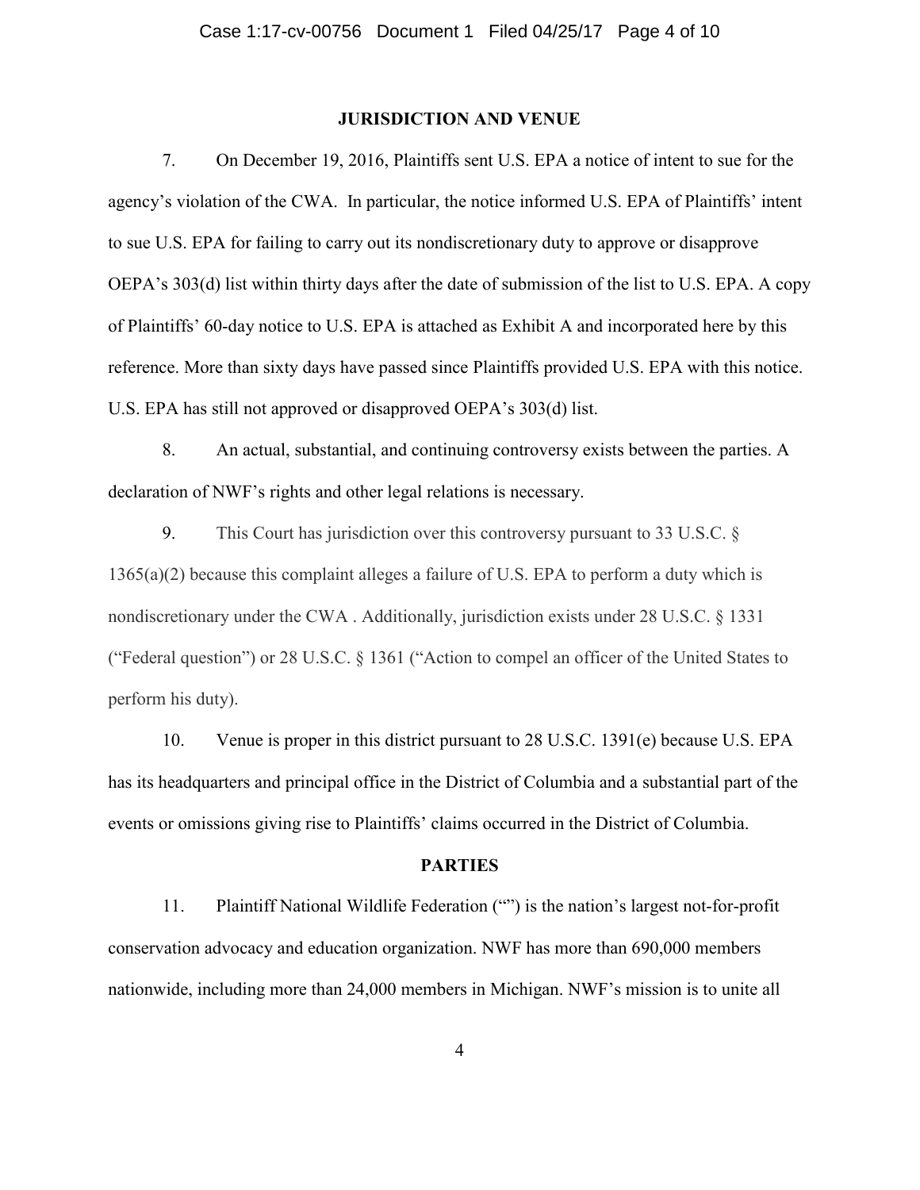## JURISDICTION AND VENUE

7. On December 19, 2016, Plaintiffs sent U.S. EPA a notice of intent to sue for the agency's violation of the CWA. In particular, the notice informed U.S. EPA of Plaintiffs' intent to sue U.S. EPA for failing to carry out its nondiscretionary duty to approve or disapprove OEPA's 303(d) list within thirty days after the date of submission of the list to U.S. EPA. A copy of Plaintiffs' 60-day notice to U.S. EPA is attached as Exhibit A and incorporated here by this reference. More than sixty days have passed since Plaintiffs provided U.S. EPA with this notice. U.S. EPA has still not approved or disapproved OEPA's 303(d) list.

8. An actual, substantial, and continuing controversy exists between the parties. A declaration of NWF's rights and other legal relations is necessary.

9. This Court has jurisdiction over this controversy pursuant to 33 U.S.C. § 1365(a)(2) because this complaint alleges a failure of U.S. EPA to perform a duty which is nondiscretionary under the CWA . Additionally, jurisdiction exists under 28 U.S.C. § 1331 ("Federal question") or 28 U.S.C. § 1361 ("Action to compel an officer of the United States to perform his duty).

10. Venue is proper in this district pursuant to 28 U.S.C. 1391(e) because U.S. EPA has its headquarters and principal office in the District of Columbia and a substantial part of the events or omissions giving rise to Plaintiffs' claims occurred in the District of Columbia.

## PARTIES

11. Plaintiff National Wildlife Federation ("") is the nation's largest not-for-profit conservation advocacy and education organization. NWF has more than 690,000 members nationwide, including more than 24,000 members in Michigan. NWF's mission is to unite all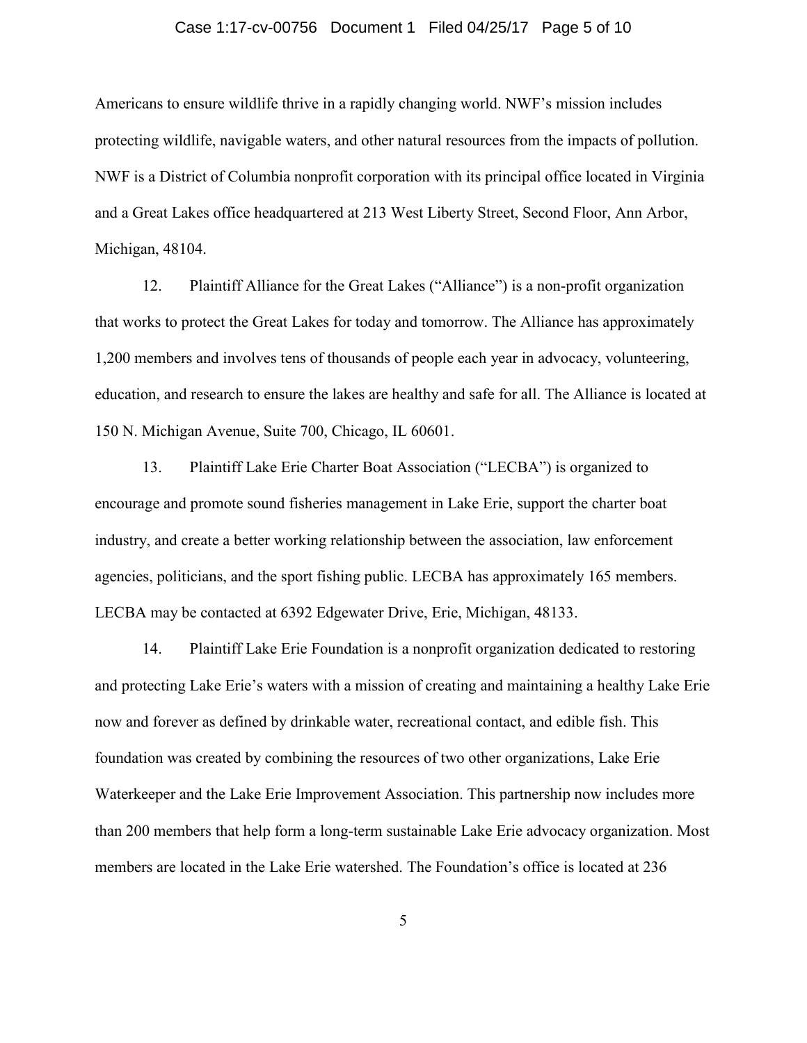Americans to ensure wildlife thrive in a rapidly changing world. NWF's mission includes protecting wildlife, navigable waters, and other natural resources from the impacts of pollution. NWF is a District of Columbia nonprofit corporation with its principal office located in Virginia and a Great Lakes office headquartered at 213 West Liberty Street, Second Floor, Ann Arbor, Michigan, 48104.

12. Plaintiff Alliance for the Great Lakes ("Alliance") is a non-profit organization that works to protect the Great Lakes for today and tomorrow. The Alliance has approximately 1,200 members and involves tens of thousands of people each year in advocacy, volunteering, education, and research to ensure the lakes are healthy and safe for all. The Alliance is located at 150 N. Michigan Avenue, Suite 700, Chicago, IL 60601.

13. Plaintiff Lake Erie Charter Boat Association ("LECBA") is organized to encourage and promote sound fisheries management in Lake Erie, support the charter boat industry, and create a better working relationship between the association, law enforcement agencies, politicians, and the sport fishing public. LECBA has approximately 165 members. LECBA may be contacted at 6392 Edgewater Drive, Erie, Michigan, 48133.

14. Plaintiff Lake Erie Foundation is a nonprofit organization dedicated to restoring and protecting Lake Erie's waters with a mission of creating and maintaining a healthy Lake Erie now and forever as defined by drinkable water, recreational contact, and edible fish. This foundation was created by combining the resources of two other organizations, Lake Erie Waterkeeper and the Lake Erie Improvement Association. This partnership now includes more than 200 members that help form a long-term sustainable Lake Erie advocacy organization. Most members are located in the Lake Erie watershed. The Foundation's office is located at 236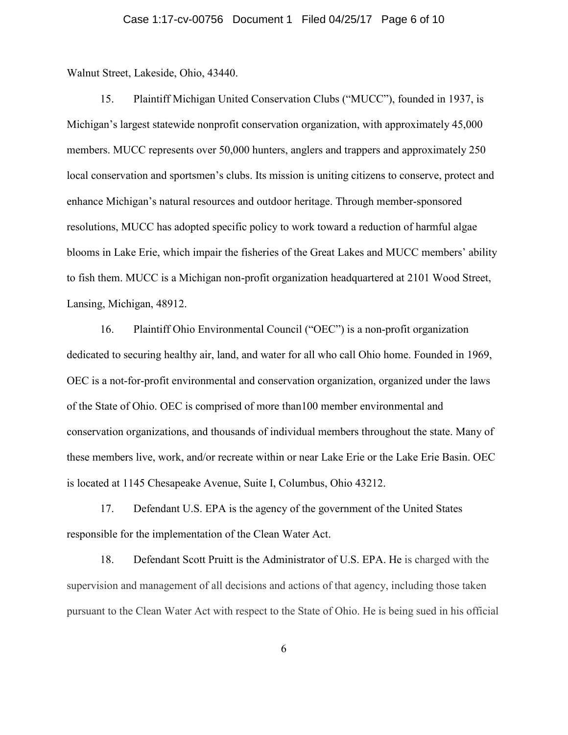Walnut Street, Lakeside, Ohio, 43440.

15. Plaintiff Michigan United Conservation Clubs ("MUCC"), founded in 1937, is Michigan's largest statewide nonprofit conservation organization, with approximately 45,000 members. MUCC represents over 50,000 hunters, anglers and trappers and approximately 250 local conservation and sportsmen's clubs. Its mission is uniting citizens to conserve, protect and enhance Michigan's natural resources and outdoor heritage. Through member-sponsored resolutions, MUCC has adopted specific policy to work toward a reduction of harmful algae blooms in Lake Erie, which impair the fisheries of the Great Lakes and MUCC members' ability to fish them. MUCC is a Michigan non-profit organization headquartered at 2101 Wood Street, Lansing, Michigan, 48912.

16. Plaintiff Ohio Environmental Council ("OEC") is a non-profit organization dedicated to securing healthy air, land, and water for all who call Ohio home. Founded in 1969, OEC is a not-for-profit environmental and conservation organization, organized under the laws of the State of Ohio. OEC is comprised of more than100 member environmental and conservation organizations, and thousands of individual members throughout the state. Many of these members live, work, and/or recreate within or near Lake Erie or the Lake Erie Basin. OEC is located at 1145 Chesapeake Avenue, Suite I, Columbus, Ohio 43212.

17. Defendant U.S. EPA is the agency of the government of the United States responsible for the implementation of the Clean Water Act.

18. Defendant Scott Pruitt is the Administrator of U.S. EPA. He is charged with the supervision and management of all decisions and actions of that agency, including those taken pursuant to the Clean Water Act with respect to the State of Ohio. He is being sued in his official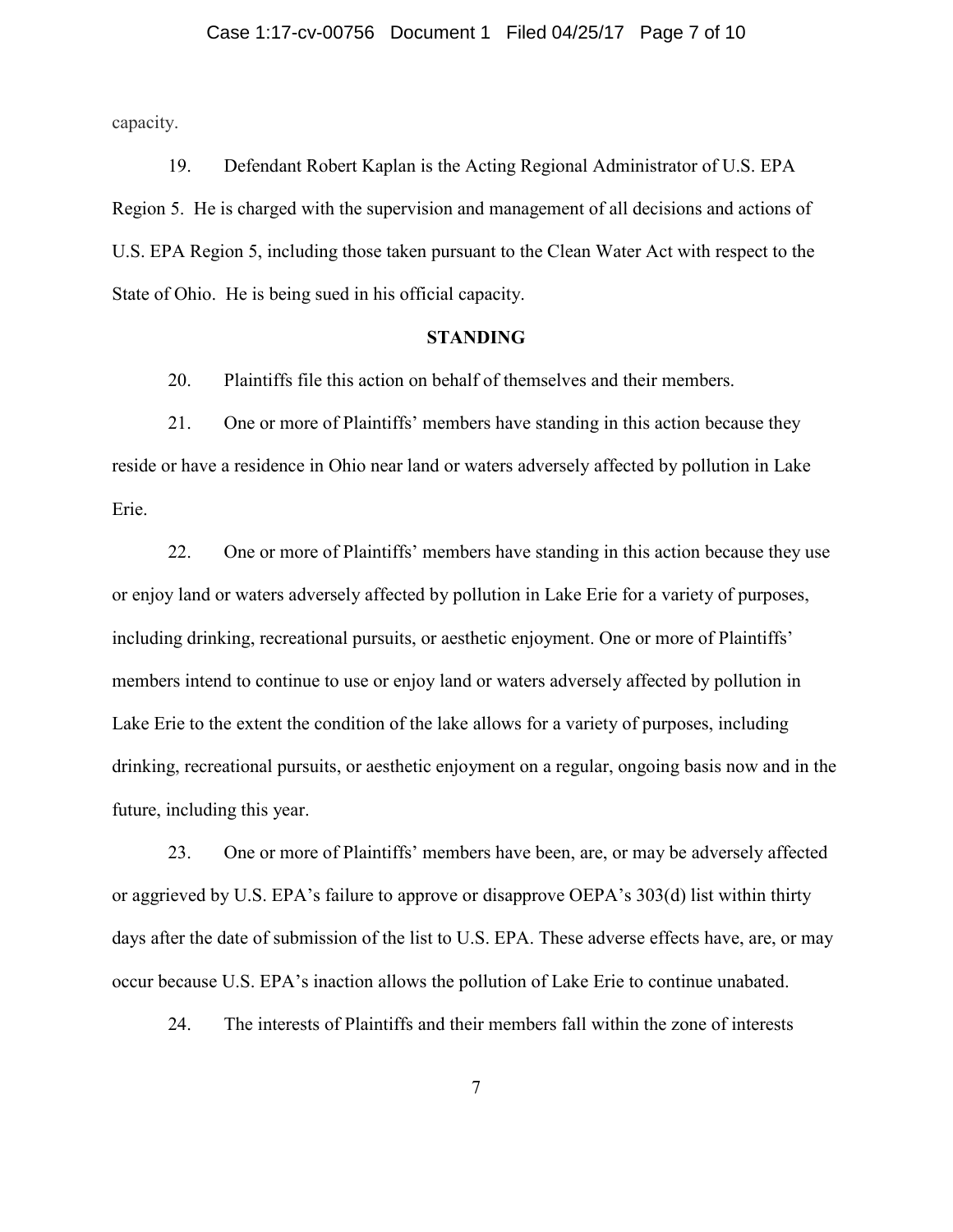capacity.

19. Defendant Robert Kaplan is the Acting Regional Administrator of U.S. EPA Region 5. He is charged with the supervision and management of all decisions and actions of U.S. EPA Region 5, including those taken pursuant to the Clean Water Act with respect to the State of Ohio. He is being sued in his official capacity.

## STANDING

20. Plaintiffs file this action on behalf of themselves and their members.

21. One or more of Plaintiffs' members have standing in this action because they reside or have a residence in Ohio near land or waters adversely affected by pollution in Lake Erie.

22. One or more of Plaintiffs' members have standing in this action because they use or enjoy land or waters adversely affected by pollution in Lake Erie for a variety of purposes, including drinking, recreational pursuits, or aesthetic enjoyment. One or more of Plaintiffs' members intend to continue to use or enjoy land or waters adversely affected by pollution in Lake Erie to the extent the condition of the lake allows for a variety of purposes, including drinking, recreational pursuits, or aesthetic enjoyment on a regular, ongoing basis now and in the future, including this year.

23. One or more of Plaintiffs' members have been, are, or may be adversely affected or aggrieved by U.S. EPA's failure to approve or disapprove OEPA's 303(d) list within thirty days after the date of submission of the list to U.S. EPA. These adverse effects have, are, or may occur because U.S. EPA's inaction allows the pollution of Lake Erie to continue unabated.

24. The interests of Plaintiffs and their members fall within the zone of interests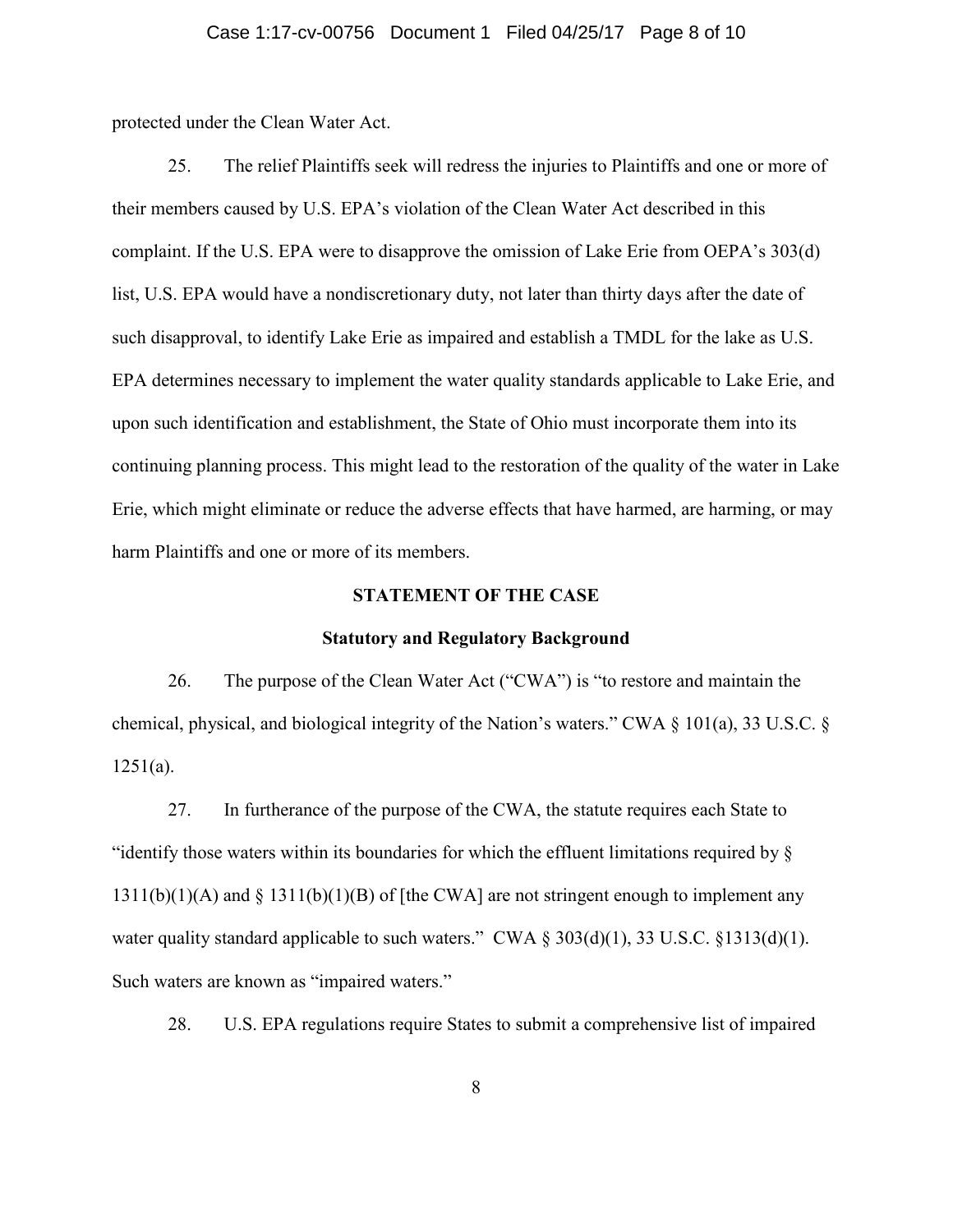protected under the Clean Water Act.

25. The relief Plaintiffs seek will redress the injuries to Plaintiffs and one or more of their members caused by U.S. EPA's violation of the Clean Water Act described in this complaint. If the U.S. EPA were to disapprove the omission of Lake Erie from OEPA's 303(d) list, U.S. EPA would have a nondiscretionary duty, not later than thirty days after the date of such disapproval, to identify Lake Erie as impaired and establish a TMDL for the lake as U.S. EPA determines necessary to implement the water quality standards applicable to Lake Erie, and upon such identification and establishment, the State of Ohio must incorporate them into its continuing planning process. This might lead to the restoration of the quality of the water in Lake Erie, which might eliminate or reduce the adverse effects that have harmed, are harming, or may harm Plaintiffs and one or more of its members.

## STATEMENT OF THE CASE

### Statutory and Regulatory Background

26. The purpose of the Clean Water Act ("CWA") is "to restore and maintain the chemical, physical, and biological integrity of the Nation's waters." CWA § 101(a), 33 U.S.C. § 1251(a).

27. In furtherance of the purpose of the CWA, the statute requires each State to "identify those waters within its boundaries for which the effluent limitations required by § 1311(b)(1)(A) and § 1311(b)(1)(B) of [the CWA] are not stringent enough to implement any water quality standard applicable to such waters." CWA § 303(d)(1), 33 U.S.C. §1313(d)(1). Such waters are known as "impaired waters."

28. U.S. EPA regulations require States to submit a comprehensive list of impaired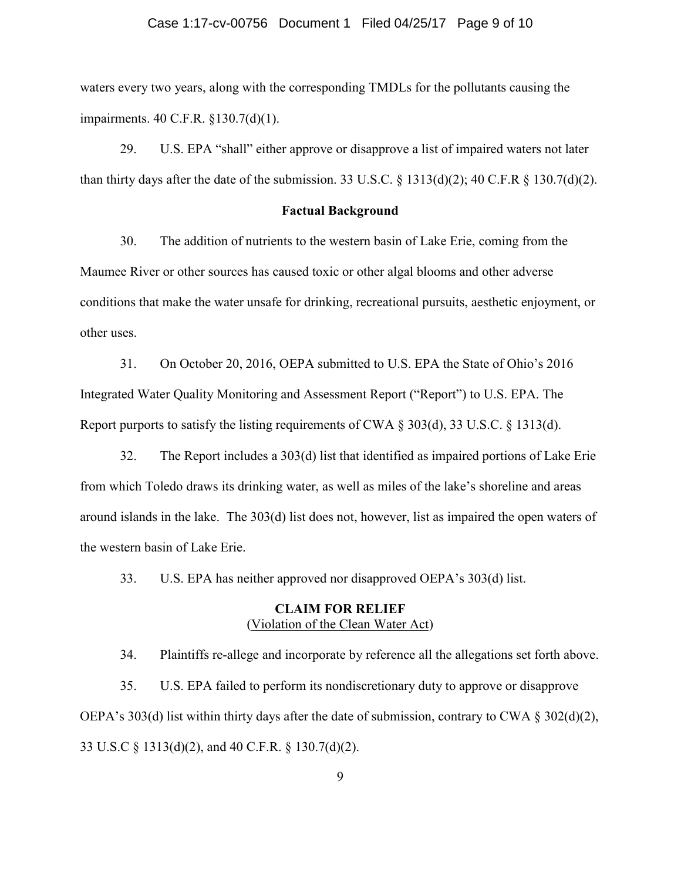waters every two years, along with the corresponding TMDLs for the pollutants causing the impairments. 40 C.F.R. §130.7(d)(1).

29. U.S. EPA "shall" either approve or disapprove a list of impaired waters not later than thirty days after the date of the submission. 33 U.S.C. § 1313(d)(2); 40 C.F.R § 130.7(d)(2).

**Factual Background**

30. The addition of nutrients to the western basin of Lake Erie, coming from the Maumee River or other sources has caused toxic or other algal blooms and other adverse conditions that make the water unsafe for drinking, recreational pursuits, aesthetic enjoyment, or other uses.

31. On October 20, 2016, OEPA submitted to U.S. EPA the State of Ohio's 2016 Integrated Water Quality Monitoring and Assessment Report ("Report") to U.S. EPA. The Report purports to satisfy the listing requirements of CWA § 303(d), 33 U.S.C. § 1313(d).

32. The Report includes a 303(d) list that identified as impaired portions of Lake Erie from which Toledo draws its drinking water, as well as miles of the lake's shoreline and areas around islands in the lake. The 303(d) list does not, however, list as impaired the open waters of the western basin of Lake Erie.

33. U.S. EPA has neither approved nor disapproved OEPA's 303(d) list.

**CLAIM FOR RELIEF**
(Violation of the Clean Water Act)

34. Plaintiffs re-allege and incorporate by reference all the allegations set forth above.

35. U.S. EPA failed to perform its nondiscretionary duty to approve or disapprove OEPA's 303(d) list within thirty days after the date of submission, contrary to CWA § 302(d)(2), 33 U.S.C § 1313(d)(2), and 40 C.F.R. § 130.7(d)(2).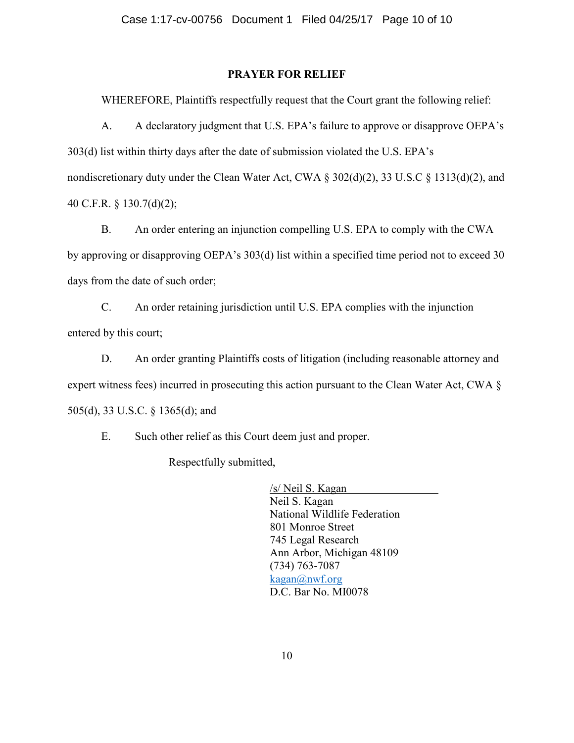## PRAYER FOR RELIEF

WHEREFORE, Plaintiffs respectfully request that the Court grant the following relief:

A. A declaratory judgment that U.S. EPA's failure to approve or disapprove OEPA's 303(d) list within thirty days after the date of submission violated the U.S. EPA's nondiscretionary duty under the Clean Water Act, CWA § 302(d)(2), 33 U.S.C § 1313(d)(2), and 40 C.F.R. § 130.7(d)(2);

B. An order entering an injunction compelling U.S. EPA to comply with the CWA by approving or disapproving OEPA's 303(d) list within a specified time period not to exceed 30 days from the date of such order;

C. An order retaining jurisdiction until U.S. EPA complies with the injunction entered by this court;

D. An order granting Plaintiffs costs of litigation (including reasonable attorney and expert witness fees) incurred in prosecuting this action pursuant to the Clean Water Act, CWA § 505(d), 33 U.S.C. § 1365(d); and

E. Such other relief as this Court deem just and proper.

Respectfully submitted,

/s/ Neil S. Kagan
Neil S. Kagan
National Wildlife Federation
801 Monroe Street
745 Legal Research
Ann Arbor, Michigan 48109
(734) 763-7087
kagan@nwf.org
D.C. Bar No. MI0078